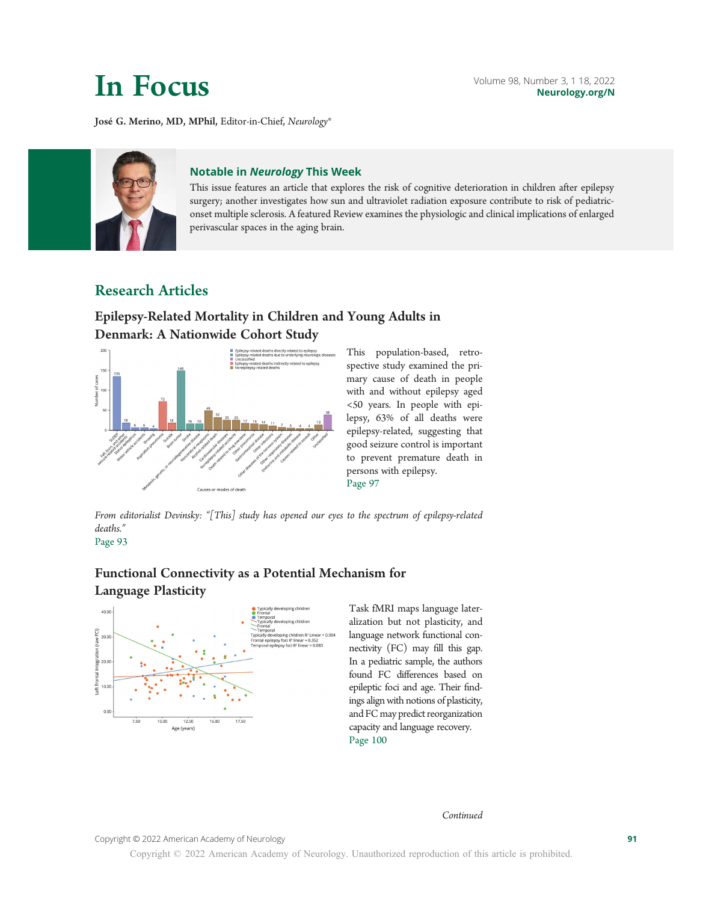# In Focus

José G. Merino, MD, MPhil, Editor-in-Chief, *Neurology*®

## Notable in *Neurology* This Week

This issue features an article that explores the risk of cognitive deterioration in children after epilepsy surgery; another investigates how sun and ultraviolet radiation exposure contribute to risk of pediatric-onset multiple sclerosis. A featured Review examines the physiologic and clinical implications of enlarged perivascular spaces in the aging brain.

## Research Articles

### Epilepsy-Related Mortality in Children and Young Adults in Denmark: A Nationwide Cohort Study

This population-based, retrospective study examined the primary cause of death in people with and without epilepsy aged <50 years. In people with epilepsy, 63% of all deaths were epilepsy-related, suggesting that good seizure control is important to prevent premature death in persons with epilepsy.
Page 97

*From editorialist Devinsky: "[This] study has opened our eyes to the spectrum of epilepsy-related deaths."*
Page 93

### Functional Connectivity as a Potential Mechanism for Language Plasticity

Task fMRI maps language lateralization but not plasticity, and language network functional connectivity (FC) may fill this gap. In a pediatric sample, the authors found FC differences based on epileptic foci and age. Their findings align with notions of plasticity, and FC may predict reorganization capacity and language recovery.
Page 100

*Continued*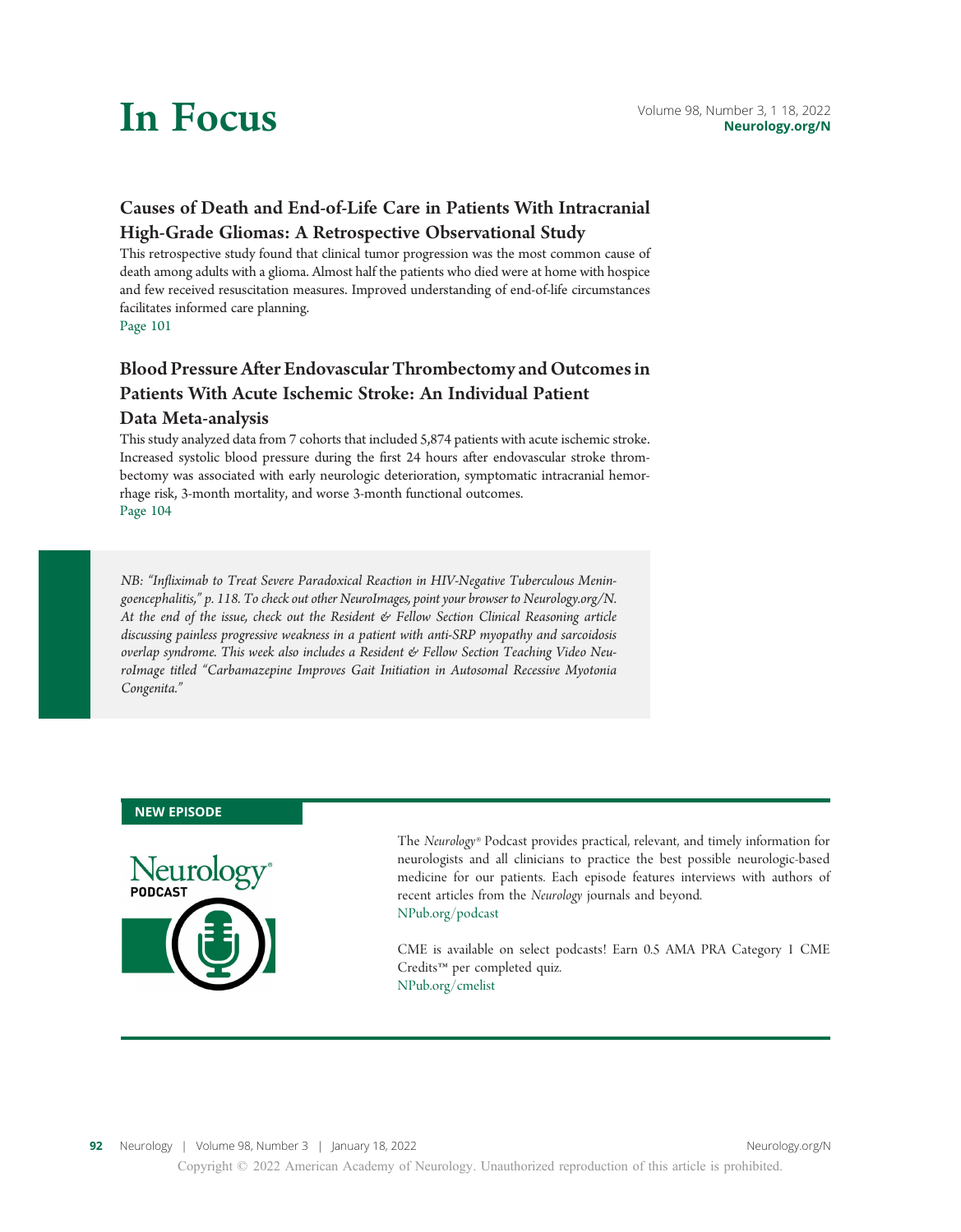# In Focus

## Causes of Death and End-of-Life Care in Patients With Intracranial High-Grade Gliomas: A Retrospective Observational Study

This retrospective study found that clinical tumor progression was the most common cause of death among adults with a glioma. Almost half the patients who died were at home with hospice and few received resuscitation measures. Improved understanding of end-of-life circumstances facilitates informed care planning.

Page 101

## Blood Pressure After Endovascular Thrombectomy and Outcomes in Patients With Acute Ischemic Stroke: An Individual Patient Data Meta-analysis

This study analyzed data from 7 cohorts that included 5,874 patients with acute ischemic stroke. Increased systolic blood pressure during the first 24 hours after endovascular stroke thrombectomy was associated with early neurologic deterioration, symptomatic intracranial hemorrhage risk, 3-month mortality, and worse 3-month functional outcomes.

Page 104

*NB: "Infliximab to Treat Severe Paradoxical Reaction in HIV-Negative Tuberculous Meningoencephalitis," p. 118. To check out other NeuroImages, point your browser to Neurology.org/N. At the end of the issue, check out the Resident & Fellow Section Clinical Reasoning article discussing painless progressive weakness in a patient with anti-SRP myopathy and sarcoidosis overlap syndrome. This week also includes a Resident & Fellow Section Teaching Video NeuroImage titled "Carbamazepine Improves Gait Initiation in Autosomal Recessive Myotonia Congenita."*

**NEW EPISODE**

Neurology® PODCAST

The *Neurology®* Podcast provides practical, relevant, and timely information for neurologists and all clinicians to practice the best possible neurologic-based medicine for our patients. Each episode features interviews with authors of recent articles from the *Neurology* journals and beyond.

NPub.org/podcast

CME is available on select podcasts! Earn 0.5 AMA PRA Category 1 CME Credits™ per completed quiz.

NPub.org/cmelist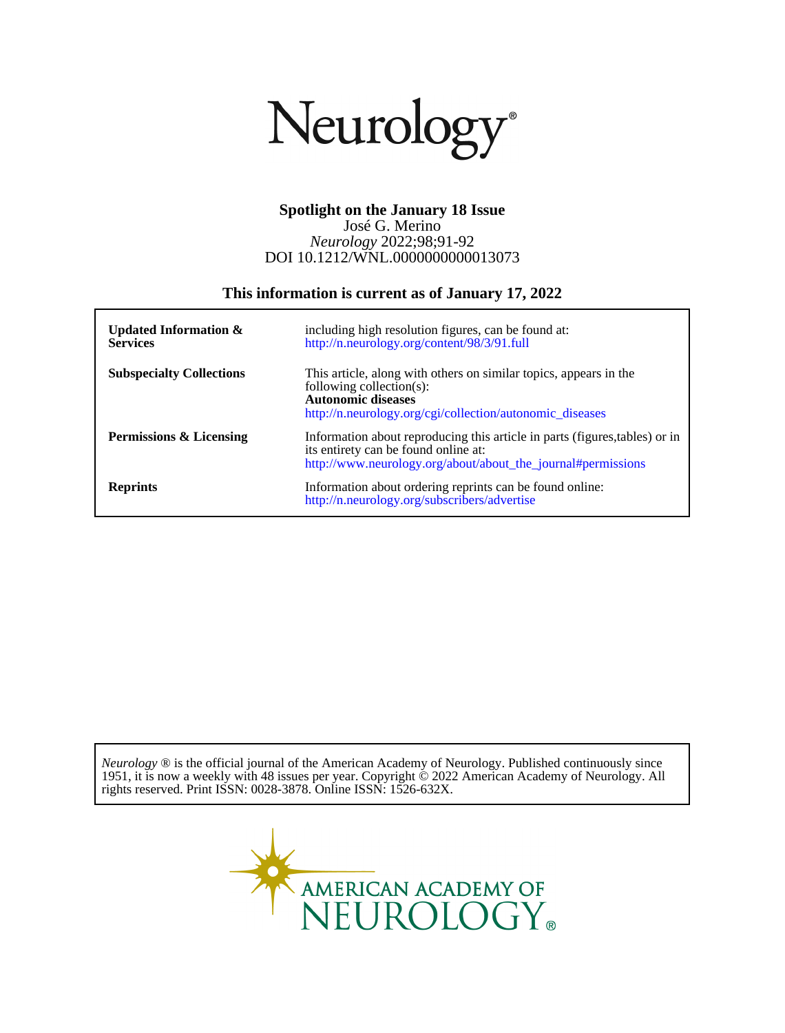# Neurology®

**Spotlight on the January 18 Issue**
José G. Merino
*Neurology* 2022;98;91-92
DOI 10.1212/WNL.0000000000013073

**This information is current as of January 17, 2022**

| | |
|---|---|
| **Updated Information & Services** | including high resolution figures, can be found at: http://n.neurology.org/content/98/3/91.full |
| **Subspecialty Collections** | This article, along with others on similar topics, appears in the following collection(s): **Autonomic diseases** http://n.neurology.org/cgi/collection/autonomic_diseases |
| **Permissions & Licensing** | Information about reproducing this article in parts (figures,tables) or in its entirety can be found online at: http://www.neurology.org/about/about_the_journal#permissions |
| **Reprints** | Information about ordering reprints can be found online: http://n.neurology.org/subscribers/advertise |

*Neurology* ® is the official journal of the American Academy of Neurology. Published continuously since 1951, it is now a weekly with 48 issues per year. Copyright © 2022 American Academy of Neurology. All rights reserved. Print ISSN: 0028-3878. Online ISSN: 1526-632X.

AMERICAN ACADEMY OF NEUROLOGY®